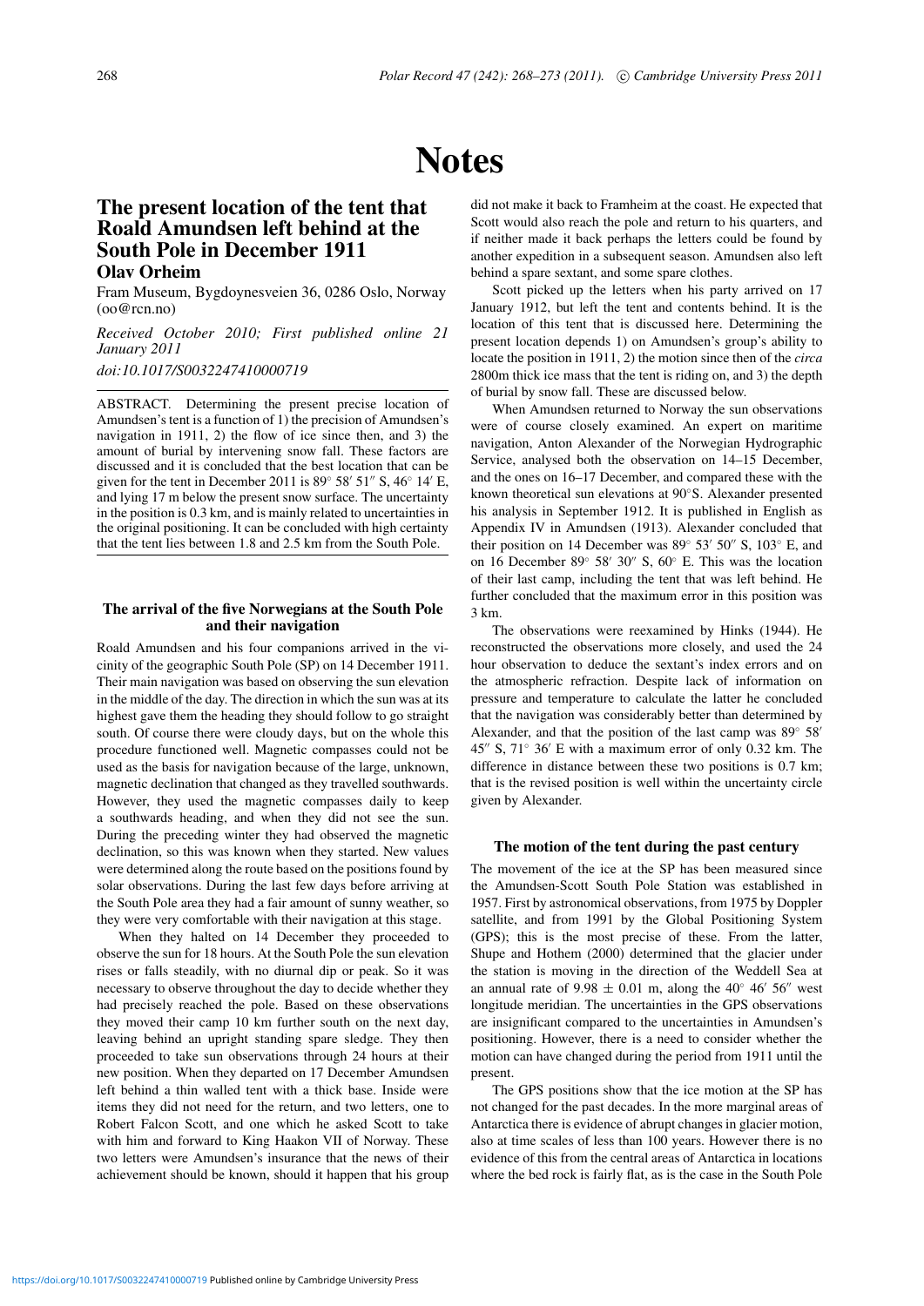# Notes

## The present location of the tent that Roald Amundsen left behind at the South Pole in December 1911

**Olav Orheim**

Fram Museum, Bygdoynesveien 36, 0286 Oslo, Norway (oo@rcn.no)

*Received October 2010; First published online 21 January 2011*

*doi:10.1017/S0032247410000719*

ABSTRACT. Determining the present precise location of Amundsen's tent is a function of 1) the precision of Amundsen's navigation in 1911, 2) the flow of ice since then, and 3) the amount of burial by intervening snow fall. These factors are discussed and it is concluded that the best location that can be given for the tent in December 2011 is 89° 58′ 51″ S, 46° 14′ E, and lying 17 m below the present snow surface. The uncertainty in the position is 0.3 km, and is mainly related to uncertainties in the original positioning. It can be concluded with high certainty that the tent lies between 1.8 and 2.5 km from the South Pole.

### The arrival of the five Norwegians at the South Pole and their navigation

Roald Amundsen and his four companions arrived in the vicinity of the geographic South Pole (SP) on 14 December 1911. Their main navigation was based on observing the sun elevation in the middle of the day. The direction in which the sun was at its highest gave them the heading they should follow to go straight south. Of course there were cloudy days, but on the whole this procedure functioned well. Magnetic compasses could not be used as the basis for navigation because of the large, unknown, magnetic declination that changed as they travelled southwards. However, they used the magnetic compasses daily to keep a southwards heading, and when they did not see the sun. During the preceding winter they had observed the magnetic declination, so this was known when they started. New values were determined along the route based on the positions found by solar observations. During the last few days before arriving at the South Pole area they had a fair amount of sunny weather, so they were very comfortable with their navigation at this stage.

When they halted on 14 December they proceeded to observe the sun for 18 hours. At the South Pole the sun elevation rises or falls steadily, with no diurnal dip or peak. So it was necessary to observe throughout the day to decide whether they had precisely reached the pole. Based on these observations they moved their camp 10 km further south on the next day, leaving behind an upright standing spare sledge. They then proceeded to take sun observations through 24 hours at their new position. When they departed on 17 December Amundsen left behind a thin walled tent with a thick base. Inside were items they did not need for the return, and two letters, one to Robert Falcon Scott, and one which he asked Scott to take with him and forward to King Haakon VII of Norway. These two letters were Amundsen's insurance that the news of their achievement should be known, should it happen that his group did not make it back to Framheim at the coast. He expected that Scott would also reach the pole and return to his quarters, and if neither made it back perhaps the letters could be found by another expedition in a subsequent season. Amundsen also left behind a spare sextant, and some spare clothes.

Scott picked up the letters when his party arrived on 17 January 1912, but left the tent and contents behind. It is the location of this tent that is discussed here. Determining the present location depends 1) on Amundsen's group's ability to locate the position in 1911, 2) the motion since then of the *circa* 2800m thick ice mass that the tent is riding on, and 3) the depth of burial by snow fall. These are discussed below.

When Amundsen returned to Norway the sun observations were of course closely examined. An expert on maritime navigation, Anton Alexander of the Norwegian Hydrographic Service, analysed both the observation on 14–15 December, and the ones on 16–17 December, and compared these with the known theoretical sun elevations at 90°S. Alexander presented his analysis in September 1912. It is published in English as Appendix IV in Amundsen (1913). Alexander concluded that their position on 14 December was 89° 53′ 50″ S, 103° E, and on 16 December 89° 58′ 30″ S, 60° E. This was the location of their last camp, including the tent that was left behind. He further concluded that the maximum error in this position was 3 km.

The observations were reexamined by Hinks (1944). He reconstructed the observations more closely, and used the 24 hour observation to deduce the sextant's index errors and on the atmospheric refraction. Despite lack of information on pressure and temperature to calculate the latter he concluded that the navigation was considerably better than determined by Alexander, and that the position of the last camp was 89° 58′ 45″ S, 71° 36′ E with a maximum error of only 0.32 km. The difference in distance between these two positions is 0.7 km; that is the revised position is well within the uncertainty circle given by Alexander.

### The motion of the tent during the past century

The movement of the ice at the SP has been measured since the Amundsen-Scott South Pole Station was established in 1957. First by astronomical observations, from 1975 by Doppler satellite, and from 1991 by the Global Positioning System (GPS); this is the most precise of these. From the latter, Shupe and Hothem (2000) determined that the glacier under the station is moving in the direction of the Weddell Sea at an annual rate of 9.98 ± 0.01 m, along the 40° 46′ 56″ west longitude meridian. The uncertainties in the GPS observations are insignificant compared to the uncertainties in Amundsen's positioning. However, there is a need to consider whether the motion can have changed during the period from 1911 until the present.

The GPS positions show that the ice motion at the SP has not changed for the past decades. In the more marginal areas of Antarctica there is evidence of abrupt changes in glacier motion, also at time scales of less than 100 years. However there is no evidence of this from the central areas of Antarctica in locations where the bed rock is fairly flat, as is the case in the South Pole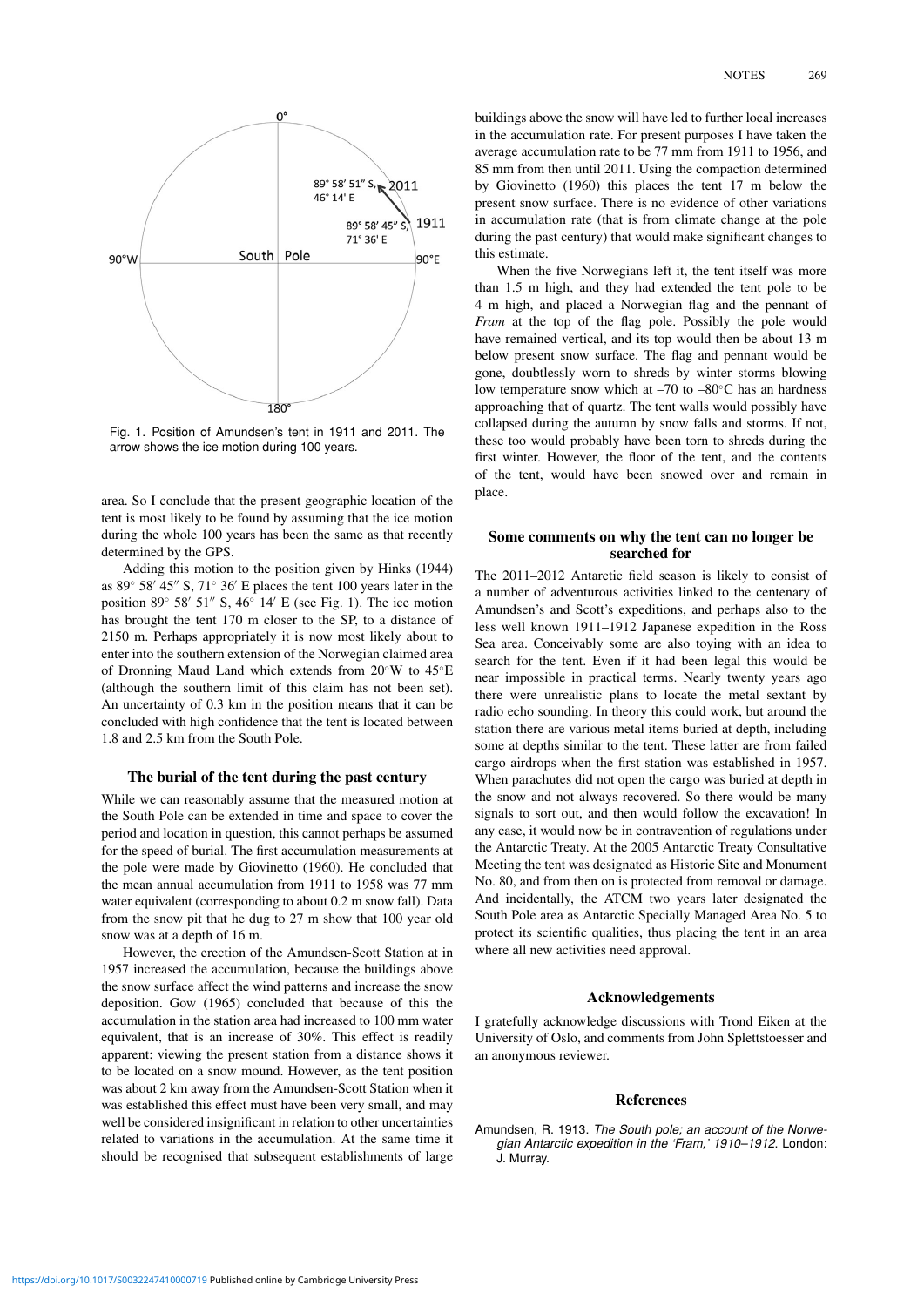Fig. 1. Position of Amundsen's tent in 1911 and 2011. The arrow shows the ice motion during 100 years.

area. So I conclude that the present geographic location of the tent is most likely to be found by assuming that the ice motion during the whole 100 years has been the same as that recently determined by the GPS.

Adding this motion to the position given by Hinks (1944) as 89° 58′ 45″ S, 71° 36′ E places the tent 100 years later in the position 89° 58′ 51″ S, 46° 14′ E (see Fig. 1). The ice motion has brought the tent 170 m closer to the SP, to a distance of 2150 m. Perhaps appropriately it is now most likely about to enter into the southern extension of the Norwegian claimed area of Dronning Maud Land which extends from 20°W to 45°E (although the southern limit of this claim has not been set). An uncertainty of 0.3 km in the position means that it can be concluded with high confidence that the tent is located between 1.8 and 2.5 km from the South Pole.

## The burial of the tent during the past century

While we can reasonably assume that the measured motion at the South Pole can be extended in time and space to cover the period and location in question, this cannot perhaps be assumed for the speed of burial. The first accumulation measurements at the pole were made by Giovinetto (1960). He concluded that the mean annual accumulation from 1911 to 1958 was 77 mm water equivalent (corresponding to about 0.2 m snow fall). Data from the snow pit that he dug to 27 m show that 100 year old snow was at a depth of 16 m.

However, the erection of the Amundsen-Scott Station at in 1957 increased the accumulation, because the buildings above the snow surface affect the wind patterns and increase the snow deposition. Gow (1965) concluded that because of this the accumulation in the station area had increased to 100 mm water equivalent, that is an increase of 30%. This effect is readily apparent; viewing the present station from a distance shows it to be located on a snow mound. However, as the tent position was about 2 km away from the Amundsen-Scott Station when it was established this effect must have been very small, and may well be considered insignificant in relation to other uncertainties related to variations in the accumulation. At the same time it should be recognised that subsequent establishments of large buildings above the snow will have led to further local increases in the accumulation rate. For present purposes I have taken the average accumulation rate to be 77 mm from 1911 to 1956, and 85 mm from then until 2011. Using the compaction determined by Giovinetto (1960) this places the tent 17 m below the present snow surface. There is no evidence of other variations in accumulation rate (that is from climate change at the pole during the past century) that would make significant changes to this estimate.

When the five Norwegians left it, the tent itself was more than 1.5 m high, and they had extended the tent pole to be 4 m high, and placed a Norwegian flag and the pennant of *Fram* at the top of the flag pole. Possibly the pole would have remained vertical, and its top would then be about 13 m below present snow surface. The flag and pennant would be gone, doubtlessly worn to shreds by winter storms blowing low temperature snow which at –70 to –80°C has an hardness approaching that of quartz. The tent walls would possibly have collapsed during the autumn by snow falls and storms. If not, these too would probably have been torn to shreds during the first winter. However, the floor of the tent, and the contents of the tent, would have been snowed over and remain in place.

## Some comments on why the tent can no longer be searched for

The 2011–2012 Antarctic field season is likely to consist of a number of adventurous activities linked to the centenary of Amundsen's and Scott's expeditions, and perhaps also to the less well known 1911–1912 Japanese expedition in the Ross Sea area. Conceivably some are also toying with an idea to search for the tent. Even if it had been legal this would be near impossible in practical terms. Nearly twenty years ago there were unrealistic plans to locate the metal sextant by radio echo sounding. In theory this could work, but around the station there are various metal items buried at depth, including some at depths similar to the tent. These latter are from failed cargo airdrops when the first station was established in 1957. When parachutes did not open the cargo was buried at depth in the snow and not always recovered. So there would be many signals to sort out, and then would follow the excavation! In any case, it would now be in contravention of regulations under the Antarctic Treaty. At the 2005 Antarctic Treaty Consultative Meeting the tent was designated as Historic Site and Monument No. 80, and from then on is protected from removal or damage. And incidentally, the ATCM two years later designated the South Pole area as Antarctic Specially Managed Area No. 5 to protect its scientific qualities, thus placing the tent in an area where all new activities need approval.

## Acknowledgements

I gratefully acknowledge discussions with Trond Eiken at the University of Oslo, and comments from John Splettstoesser and an anonymous reviewer.

## References

Amundsen, R. 1913. *The South pole; an account of the Norwegian Antarctic expedition in the 'Fram,' 1910–1912*. London: J. Murray.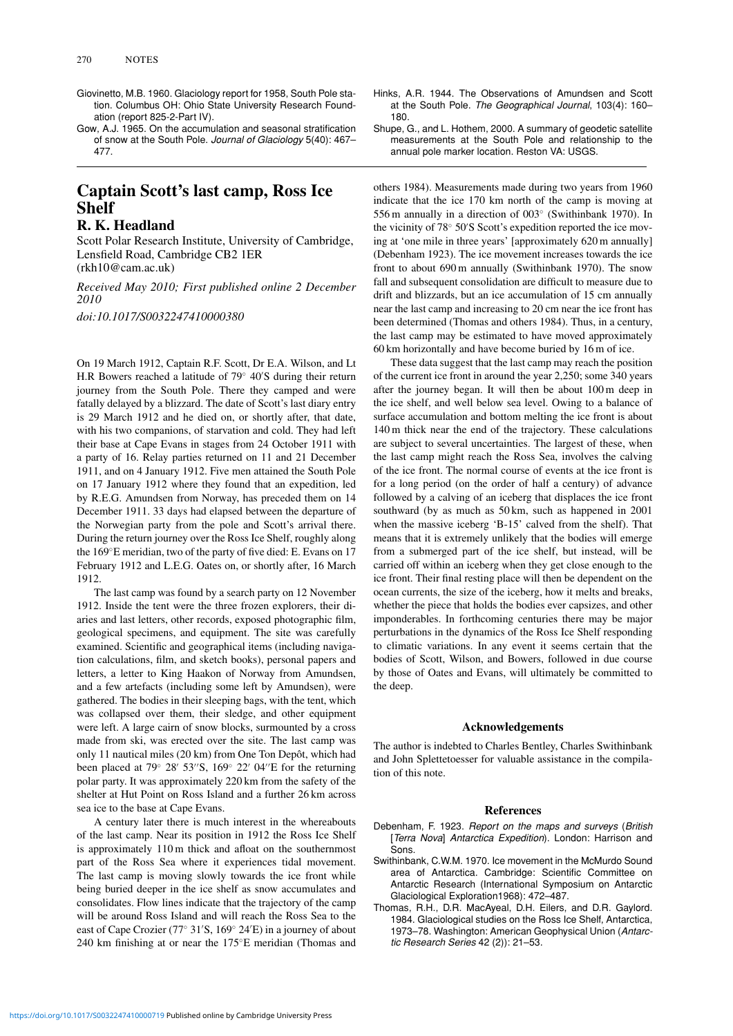Giovinetto, M.B. 1960. Glaciology report for 1958, South Pole station. Columbus OH: Ohio State University Research Foundation (report 825-2-Part IV).

Gow, A.J. 1965. On the accumulation and seasonal stratification of snow at the South Pole. *Journal of Glaciology* 5(40): 467–477.

Hinks, A.R. 1944. The Observations of Amundsen and Scott at the South Pole. *The Geographical Journal*, 103(4): 160–180.

Shupe, G., and L. Hothem, 2000. A summary of geodetic satellite measurements at the South Pole and relationship to the annual pole marker location. Reston VA: USGS.

# Captain Scott's last camp, Ross Ice Shelf

## R. K. Headland

Scott Polar Research Institute, University of Cambridge, Lensfield Road, Cambridge CB2 1ER (rkh10@cam.ac.uk)

*Received May 2010; First published online 2 December 2010*

*doi:10.1017/S0032247410000380*

On 19 March 1912, Captain R.F. Scott, Dr E.A. Wilson, and Lt H.R Bowers reached a latitude of 79° 40′S during their return journey from the South Pole. There they camped and were fatally delayed by a blizzard. The date of Scott's last diary entry is 29 March 1912 and he died on, or shortly after, that date, with his two companions, of starvation and cold. They had left their base at Cape Evans in stages from 24 October 1911 with a party of 16. Relay parties returned on 11 and 21 December 1911, and on 4 January 1912. Five men attained the South Pole on 17 January 1912 where they found that an expedition, led by R.E.G. Amundsen from Norway, has preceded them on 14 December 1911. 33 days had elapsed between the departure of the Norwegian party from the pole and Scott's arrival there. During the return journey over the Ross Ice Shelf, roughly along the 169°E meridian, two of the party of five died: E. Evans on 17 February 1912 and L.E.G. Oates on, or shortly after, 16 March 1912.

The last camp was found by a search party on 12 November 1912. Inside the tent were the three frozen explorers, their diaries and last letters, other records, exposed photographic film, geological specimens, and equipment. The site was carefully examined. Scientific and geographical items (including navigation calculations, film, and sketch books), personal papers and letters, a letter to King Haakon of Norway from Amundsen, and a few artefacts (including some left by Amundsen), were gathered. The bodies in their sleeping bags, with the tent, which was collapsed over them, their sledge, and other equipment were left. A large cairn of snow blocks, surmounted by a cross made from ski, was erected over the site. The last camp was only 11 nautical miles (20 km) from One Ton Depôt, which had been placed at 79° 28′ 53″S, 169° 22′ 04″E for the returning polar party. It was approximately 220 km from the safety of the shelter at Hut Point on Ross Island and a further 26 km across sea ice to the base at Cape Evans.

A century later there is much interest in the whereabouts of the last camp. Near its position in 1912 the Ross Ice Shelf is approximately 110 m thick and afloat on the southernmost part of the Ross Sea where it experiences tidal movement. The last camp is moving slowly towards the ice front while being buried deeper in the ice shelf as snow accumulates and consolidates. Flow lines indicate that the trajectory of the camp will be around Ross Island and will reach the Ross Sea to the east of Cape Crozier (77° 31′S, 169° 24′E) in a journey of about 240 km finishing at or near the 175°E meridian (Thomas and others 1984). Measurements made during two years from 1960 indicate that the ice 170 km north of the camp is moving at 556 m annually in a direction of 003° (Swithinbank 1970). In the vicinity of 78° 50′S Scott's expedition reported the ice moving at 'one mile in three years' [approximately 620 m annually] (Debenham 1923). The ice movement increases towards the ice front to about 690 m annually (Swithinbank 1970). The snow fall and subsequent consolidation are difficult to measure due to drift and blizzards, but an ice accumulation of 15 cm annually near the last camp and increasing to 20 cm near the ice front has been determined (Thomas and others 1984). Thus, in a century, the last camp may be estimated to have moved approximately 60 km horizontally and have become buried by 16 m of ice.

These data suggest that the last camp may reach the position of the current ice front in around the year 2,250; some 340 years after the journey began. It will then be about 100 m deep in the ice shelf, and well below sea level. Owing to a balance of surface accumulation and bottom melting the ice front is about 140 m thick near the end of the trajectory. These calculations are subject to several uncertainties. The largest of these, when the last camp might reach the Ross Sea, involves the calving of the ice front. The normal course of events at the ice front is for a long period (on the order of half a century) of advance followed by a calving of an iceberg that displaces the ice front southward (by as much as 50 km, such as happened in 2001 when the massive iceberg 'B-15' calved from the shelf). That means that it is extremely unlikely that the bodies will emerge from a submerged part of the ice shelf, but instead, will be carried off within an iceberg when they get close enough to the ice front. Their final resting place will then be dependent on the ocean currents, the size of the iceberg, how it melts and breaks, whether the piece that holds the bodies ever capsizes, and other imponderables. In forthcoming centuries there may be major perturbations in the dynamics of the Ross Ice Shelf responding to climatic variations. In any event it seems certain that the bodies of Scott, Wilson, and Bowers, followed in due course by those of Oates and Evans, will ultimately be committed to the deep.

### Acknowledgements

The author is indebted to Charles Bentley, Charles Swithinbank and John Splettetoesser for valuable assistance in the compilation of this note.

### References

Debenham, F. 1923. *Report on the maps and surveys* (*British* [*Terra Nova*] *Antarctica Expedition*). London: Harrison and Sons.

Swithinbank, C.W.M. 1970. Ice movement in the McMurdo Sound area of Antarctica. Cambridge: Scientific Committee on Antarctic Research (International Symposium on Antarctic Glaciological Exploration1968): 472–487.

Thomas, R.H., D.R. MacAyeal, D.H. Eilers, and D.R. Gaylord. 1984. Glaciological studies on the Ross Ice Shelf, Antarctica, 1973–78. Washington: American Geophysical Union (*Antarctic Research Series* 42 (2)): 21–53.